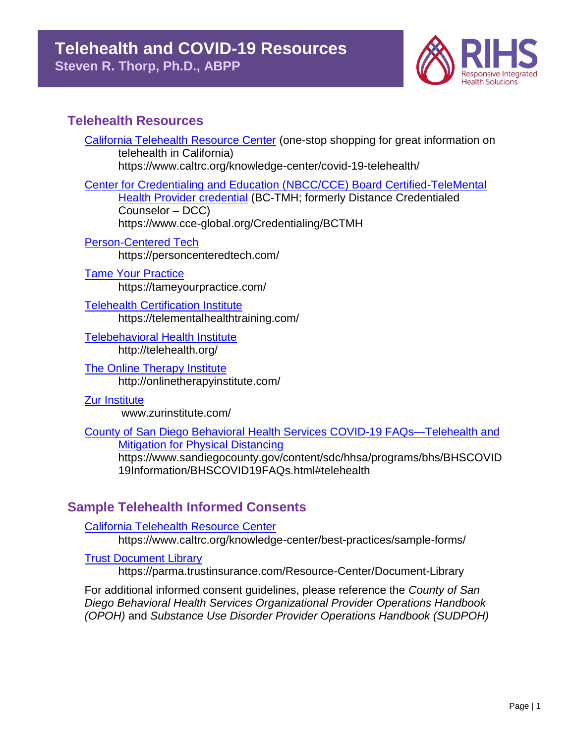# Telehealth and COVID-19 Resources

**Steven R. Thorp, Ph.D., ABPP**

RIHS Responsive Integrated Health Solutions

## Telehealth Resources

[California Telehealth Resource Center](https://www.caltrc.org/knowledge-center/covid-19-telehealth/) (one-stop shopping for great information on telehealth in California)
https://www.caltrc.org/knowledge-center/covid-19-telehealth/

[Center for Credentialing and Education (NBCC/CCE) Board Certified-TeleMental Health Provider credential](https://www.cce-global.org/Credentialing/BCTMH) (BC-TMH; formerly Distance Credentialed Counselor – DCC)
https://www.cce-global.org/Credentialing/BCTMH

[Person-Centered Tech](https://personcenteredtech.com/)
https://personcenteredtech.com/

[Tame Your Practice](https://tameyourpractice.com/)
https://tameyourpractice.com/

[Telehealth Certification Institute](https://telementalhealthtraining.com/)
https://telementalhealthtraining.com/

[Telebehavioral Health Institute](http://telehealth.org/)
http://telehealth.org/

[The Online Therapy Institute](http://onlinetherapyinstitute.com/)
http://onlinetherapyinstitute.com/

[Zur Institute](www.zurinstitute.com/)
www.zurinstitute.com/

[County of San Diego Behavioral Health Services COVID-19 FAQs—Telehealth and Mitigation for Physical Distancing](https://www.sandiegocounty.gov/content/sdc/hhsa/programs/bhs/BHSCOVID19Information/BHSCOVID19FAQs.html#telehealth)
https://www.sandiegocounty.gov/content/sdc/hhsa/programs/bhs/BHSCOVID19Information/BHSCOVID19FAQs.html#telehealth

## Sample Telehealth Informed Consents

[California Telehealth Resource Center](https://www.caltrc.org/knowledge-center/best-practices/sample-forms/)
https://www.caltrc.org/knowledge-center/best-practices/sample-forms/

[Trust Document Library](https://parma.trustinsurance.com/Resource-Center/Document-Library)
https://parma.trustinsurance.com/Resource-Center/Document-Library

For additional informed consent guidelines, please reference the *County of San Diego Behavioral Health Services Organizational Provider Operations Handbook (OPOH)* and *Substance Use Disorder Provider Operations Handbook (SUDPOH)*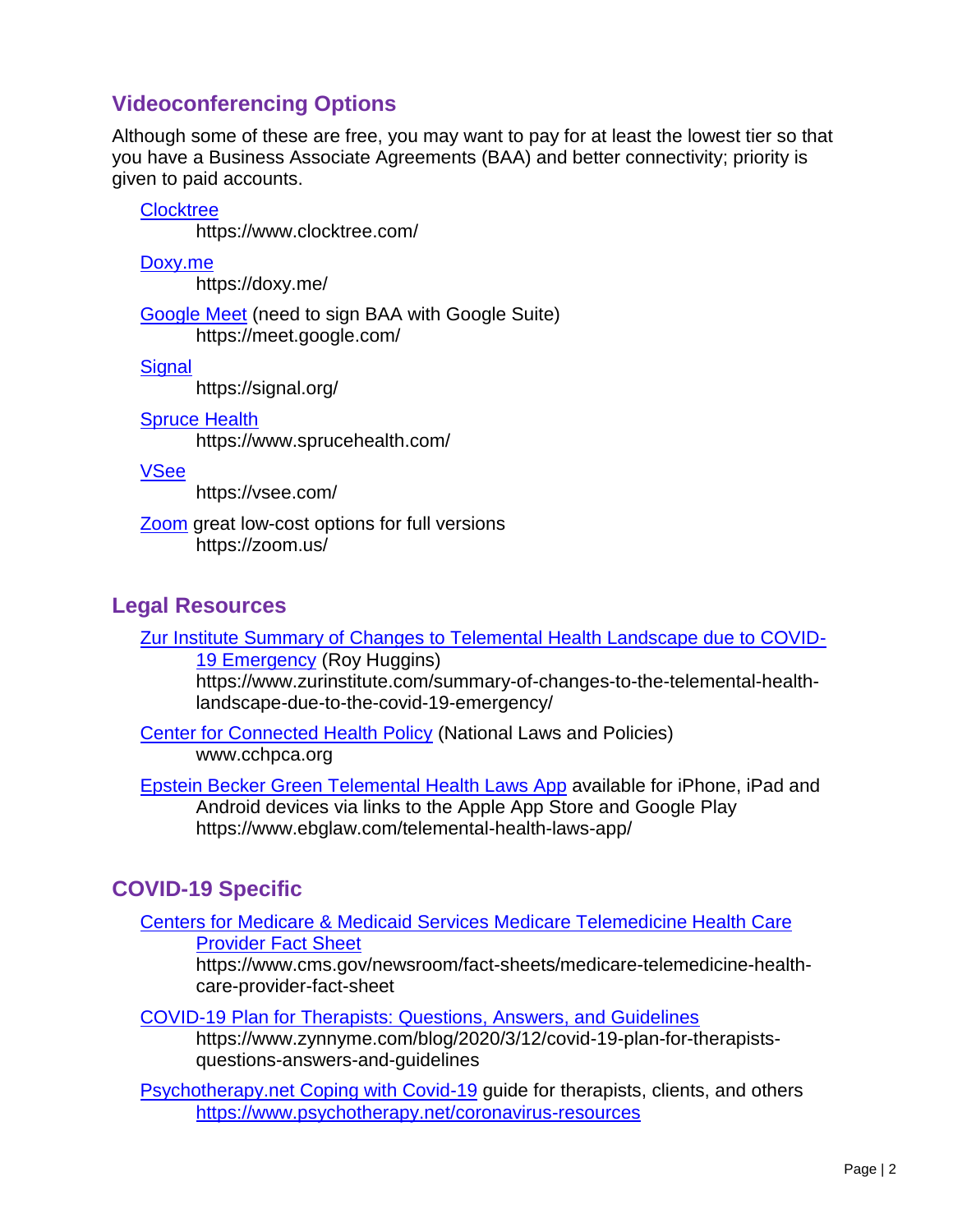## Videoconferencing Options

Although some of these are free, you may want to pay for at least the lowest tier so that you have a Business Associate Agreements (BAA) and better connectivity; priority is given to paid accounts.

- [Clocktree](https://www.clocktree.com/)
  https://www.clocktree.com/
- [Doxy.me](https://doxy.me/)
  https://doxy.me/
- [Google Meet](https://meet.google.com/) (need to sign BAA with Google Suite)
  https://meet.google.com/
- [Signal](https://signal.org/)
  https://signal.org/
- [Spruce Health](https://www.sprucehealth.com/)
  https://www.sprucehealth.com/
- [VSee](https://vsee.com/)
  https://vsee.com/
- [Zoom](https://zoom.us/) great low-cost options for full versions
  https://zoom.us/

## Legal Resources

- [Zur Institute Summary of Changes to Telemental Health Landscape due to COVID-19 Emergency](https://www.zurinstitute.com/summary-of-changes-to-the-telemental-health-landscape-due-to-the-covid-19-emergency/) (Roy Huggins)
  https://www.zurinstitute.com/summary-of-changes-to-the-telemental-health-landscape-due-to-the-covid-19-emergency/
- [Center for Connected Health Policy](http://www.cchpca.org) (National Laws and Policies)
  www.cchpca.org
- [Epstein Becker Green Telemental Health Laws App](https://www.ebglaw.com/telemental-health-laws-app/) available for iPhone, iPad and Android devices via links to the Apple App Store and Google Play
  https://www.ebglaw.com/telemental-health-laws-app/

## COVID-19 Specific

- [Centers for Medicare & Medicaid Services Medicare Telemedicine Health Care Provider Fact Sheet](https://www.cms.gov/newsroom/fact-sheets/medicare-telemedicine-health-care-provider-fact-sheet)
  https://www.cms.gov/newsroom/fact-sheets/medicare-telemedicine-health-care-provider-fact-sheet
- [COVID-19 Plan for Therapists: Questions, Answers, and Guidelines](https://www.zynnyme.com/blog/2020/3/12/covid-19-plan-for-therapists-questions-answers-and-guidelines)
  https://www.zynnyme.com/blog/2020/3/12/covid-19-plan-for-therapists-questions-answers-and-guidelines
- [Psychotherapy.net Coping with Covid-19](https://www.psychotherapy.net/coronavirus-resources) guide for therapists, clients, and others
  https://www.psychotherapy.net/coronavirus-resources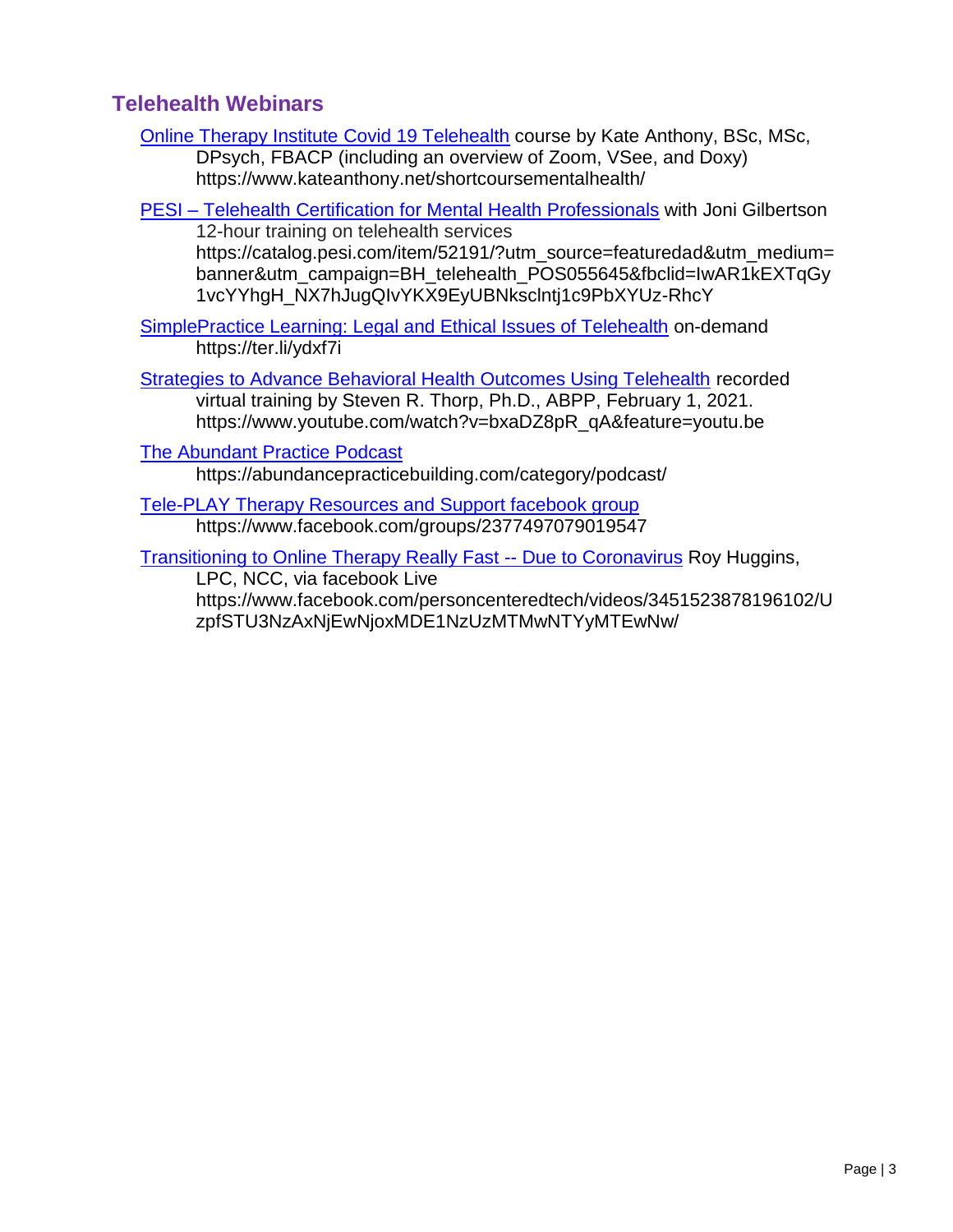## Telehealth Webinars

[Online Therapy Institute Covid 19 Telehealth](https://www.kateanthony.net/shortcoursementalhealth/) course by Kate Anthony, BSc, MSc, DPsych, FBACP (including an overview of Zoom, VSee, and Doxy)
https://www.kateanthony.net/shortcoursementalhealth/

[PESI – Telehealth Certification for Mental Health Professionals](https://catalog.pesi.com/item/52191/?utm_source=featuredad&utm_medium=banner&utm_campaign=BH_telehealth_POS055645&fbclid=IwAR1kEXTqGy1vcYYhgH_NX7hJugQIvYKX9EyUBNksclntj1c9PbXYUz-RhcY) with Joni Gilbertson
12-hour training on telehealth services
https://catalog.pesi.com/item/52191/?utm_source=featuredad&utm_medium=banner&utm_campaign=BH_telehealth_POS055645&fbclid=IwAR1kEXTqGy1vcYYhgH_NX7hJugQIvYKX9EyUBNksclntj1c9PbXYUz-RhcY

[SimplePractice Learning: Legal and Ethical Issues of Telehealth](https://ter.li/ydxf7i) on-demand
https://ter.li/ydxf7i

[Strategies to Advance Behavioral Health Outcomes Using Telehealth](https://www.youtube.com/watch?v=bxaDZ8pR_qA&feature=youtu.be) recorded virtual training by Steven R. Thorp, Ph.D., ABPP, February 1, 2021.
https://www.youtube.com/watch?v=bxaDZ8pR_qA&feature=youtu.be

[The Abundant Practice Podcast](https://abundancepracticebuilding.com/category/podcast/)
https://abundancepracticebuilding.com/category/podcast/

[Tele-PLAY Therapy Resources and Support facebook group](https://www.facebook.com/groups/2377497079019547)
https://www.facebook.com/groups/2377497079019547

[Transitioning to Online Therapy Really Fast -- Due to Coronavirus](https://www.facebook.com/personcenteredtech/videos/3451523878196102/UzpfSTU3NzAxNjEwNjoxMDE1NzUzMTMwNTYyMTEwNw/) Roy Huggins, LPC, NCC, via facebook Live
https://www.facebook.com/personcenteredtech/videos/3451523878196102/UzpfSTU3NzAxNjEwNjoxMDE1NzUzMTMwNTYyMTEwNw/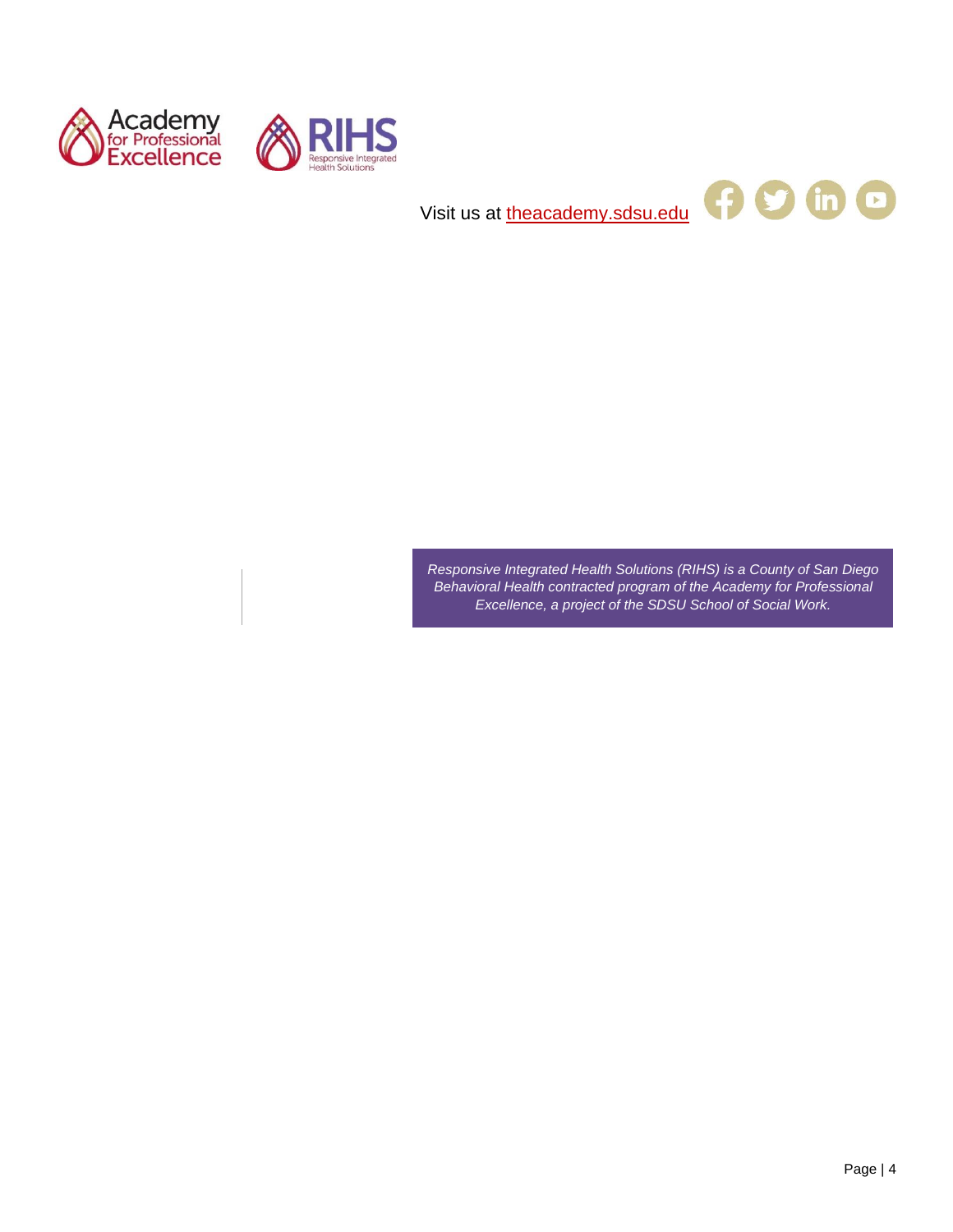Visit us at [theacademy.sdsu.edu](https://theacademy.sdsu.edu)

*Responsive Integrated Health Solutions (RIHS) is a County of San Diego Behavioral Health contracted program of the Academy for Professional Excellence, a project of the SDSU School of Social Work.*